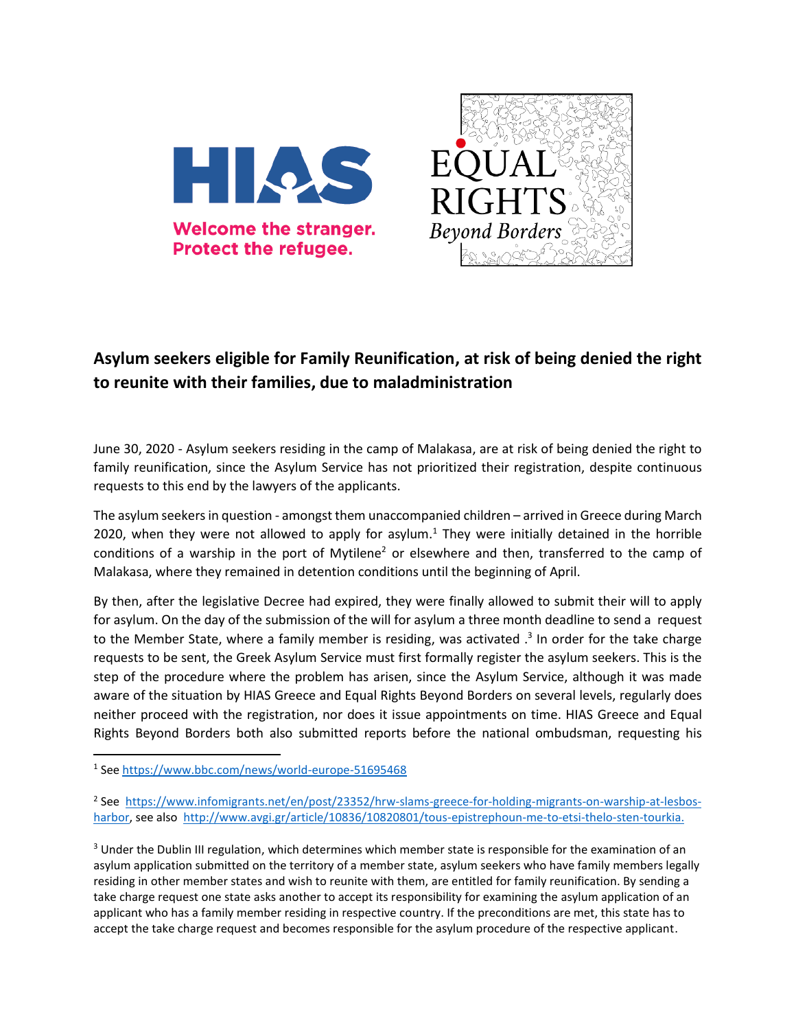HIAS

Welcome the stranger.
Protect the refugee.

EQUAL RIGHTS *Beyond Borders*

## Asylum seekers eligible for Family Reunification, at risk of being denied the right to reunite with their families, due to maladministration

June 30, 2020 - Asylum seekers residing in the camp of Malakasa, are at risk of being denied the right to family reunification, since the Asylum Service has not prioritized their registration, despite continuous requests to this end by the lawyers of the applicants.

The asylum seekers in question - amongst them unaccompanied children – arrived in Greece during March 2020, when they were not allowed to apply for asylum.[1] They were initially detained in the horrible conditions of a warship in the port of Mytilene[2] or elsewhere and then, transferred to the camp of Malakasa, where they remained in detention conditions until the beginning of April.

By then, after the legislative Decree had expired, they were finally allowed to submit their will to apply for asylum. On the day of the submission of the will for asylum a three month deadline to send a request to the Member State, where a family member is residing, was activated .[3] In order for the take charge requests to be sent, the Greek Asylum Service must first formally register the asylum seekers. This is the step of the procedure where the problem has arisen, since the Asylum Service, although it was made aware of the situation by HIAS Greece and Equal Rights Beyond Borders on several levels, regularly does neither proceed with the registration, nor does it issue appointments on time. HIAS Greece and Equal Rights Beyond Borders both also submitted reports before the national ombudsman, requesting his

---

[1] See https://www.bbc.com/news/world-europe-51695468

[2] See https://www.infomigrants.net/en/post/23352/hrw-slams-greece-for-holding-migrants-on-warship-at-lesbos-harbor, see also http://www.avgi.gr/article/10836/10820801/tous-epistrephoun-me-to-etsi-thelo-sten-tourkia.

[3] Under the Dublin III regulation, which determines which member state is responsible for the examination of an asylum application submitted on the territory of a member state, asylum seekers who have family members legally residing in other member states and wish to reunite with them, are entitled for family reunification. By sending a take charge request one state asks another to accept its responsibility for examining the asylum application of an applicant who has a family member residing in respective country. If the preconditions are met, this state has to accept the take charge request and becomes responsible for the asylum procedure of the respective applicant.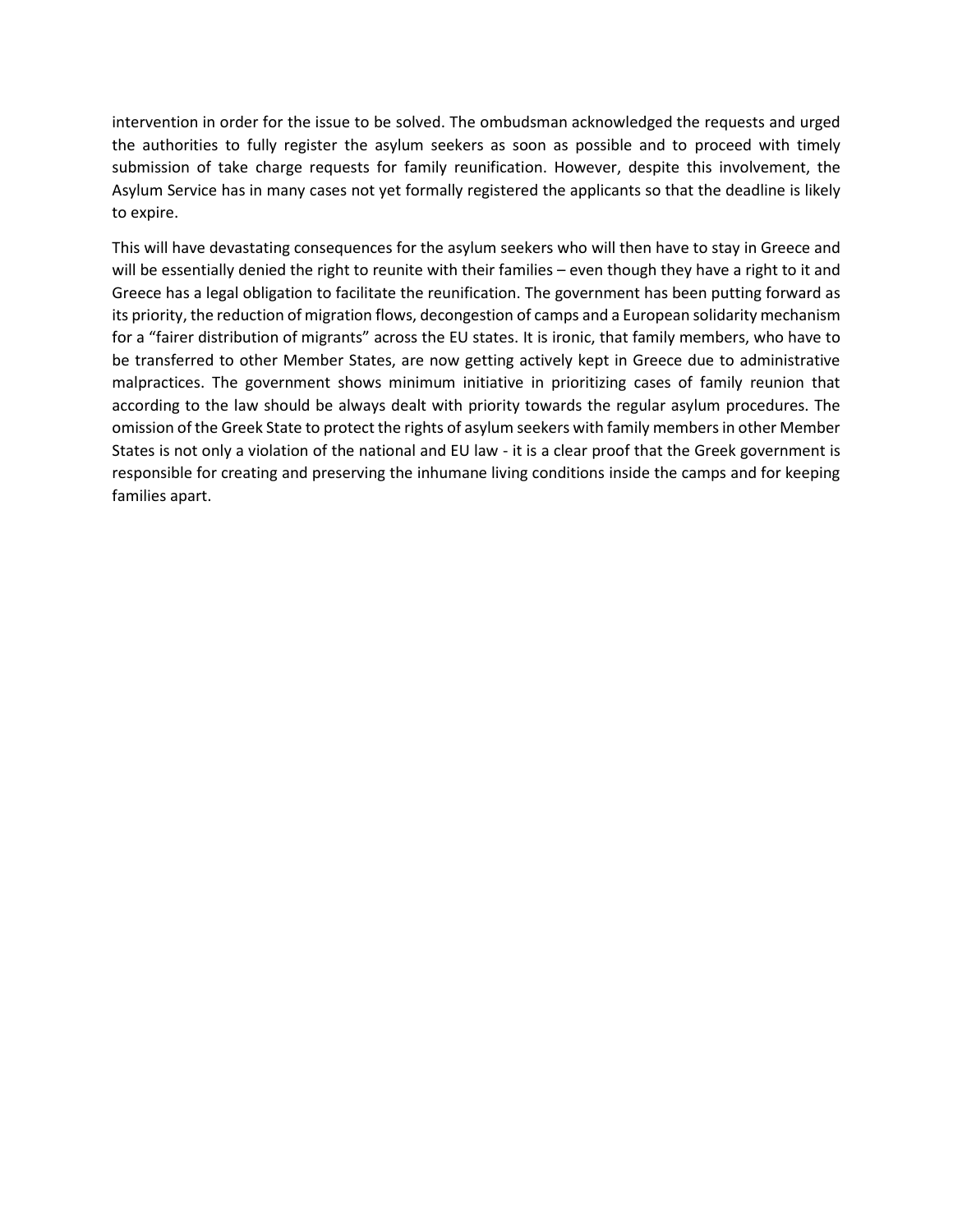intervention in order for the issue to be solved. The ombudsman acknowledged the requests and urged the authorities to fully register the asylum seekers as soon as possible and to proceed with timely submission of take charge requests for family reunification. However, despite this involvement, the Asylum Service has in many cases not yet formally registered the applicants so that the deadline is likely to expire.

This will have devastating consequences for the asylum seekers who will then have to stay in Greece and will be essentially denied the right to reunite with their families – even though they have a right to it and Greece has a legal obligation to facilitate the reunification. The government has been putting forward as its priority, the reduction of migration flows, decongestion of camps and a European solidarity mechanism for a "fairer distribution of migrants" across the EU states. It is ironic, that family members, who have to be transferred to other Member States, are now getting actively kept in Greece due to administrative malpractices. The government shows minimum initiative in prioritizing cases of family reunion that according to the law should be always dealt with priority towards the regular asylum procedures. The omission of the Greek State to protect the rights of asylum seekers with family members in other Member States is not only a violation of the national and EU law - it is a clear proof that the Greek government is responsible for creating and preserving the inhumane living conditions inside the camps and for keeping families apart.